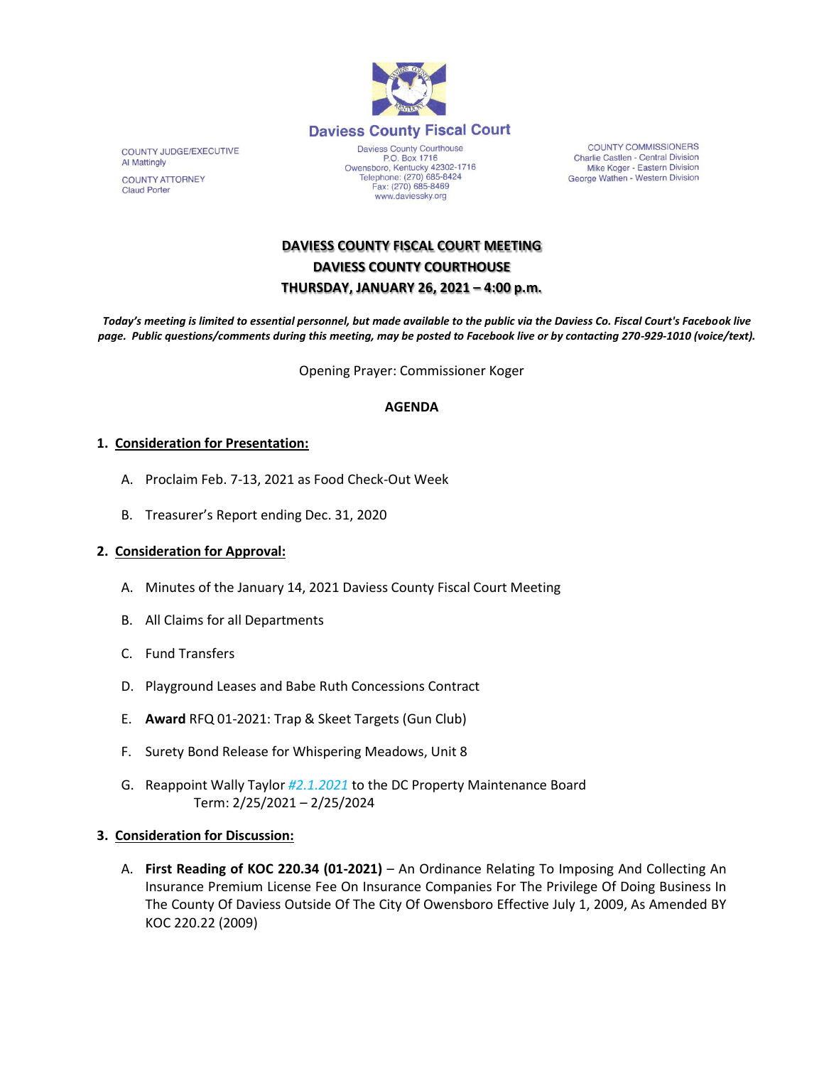## Daviess County Fiscal Court

COUNTY JUDGE/EXECUTIVE
Al Mattingly

COUNTY ATTORNEY
Claud Porter

Daviess County Courthouse
P.O. Box 1716
Owensboro, Kentucky 42302-1716
Telephone: (270) 685-8424
Fax: (270) 685-8469
www.daviessky.org

COUNTY COMMISSIONERS
Charlie Castlen - Central Division
Mike Koger - Eastern Division
George Wathen - Western Division

# DAVIESS COUNTY FISCAL COURT MEETING
# DAVIESS COUNTY COURTHOUSE
# THURSDAY, JANUARY 26, 2021 – 4:00 p.m.

***Today's meeting is limited to essential personnel, but made available to the public via the Daviess Co. Fiscal Court's Facebook live page. Public questions/comments during this meeting, may be posted to Facebook live or by contacting 270-929-1010 (voice/text).***

Opening Prayer: Commissioner Koger

**AGENDA**

1. **Consideration for Presentation:**

   A. Proclaim Feb. 7-13, 2021 as Food Check-Out Week

   B. Treasurer's Report ending Dec. 31, 2020

2. **Consideration for Approval:**

   A. Minutes of the January 14, 2021 Daviess County Fiscal Court Meeting

   B. All Claims for all Departments

   C. Fund Transfers

   D. Playground Leases and Babe Ruth Concessions Contract

   E. **Award** RFQ 01-2021: Trap & Skeet Targets (Gun Club)

   F. Surety Bond Release for Whispering Meadows, Unit 8

   G. Reappoint Wally Taylor *#2.1.2021* to the DC Property Maintenance Board
      Term: 2/25/2021 – 2/25/2024

3. **Consideration for Discussion:**

   A. **First Reading of KOC 220.34 (01-2021)** – An Ordinance Relating To Imposing And Collecting An Insurance Premium License Fee On Insurance Companies For The Privilege Of Doing Business In The County Of Daviess Outside Of The City Of Owensboro Effective July 1, 2009, As Amended BY KOC 220.22 (2009)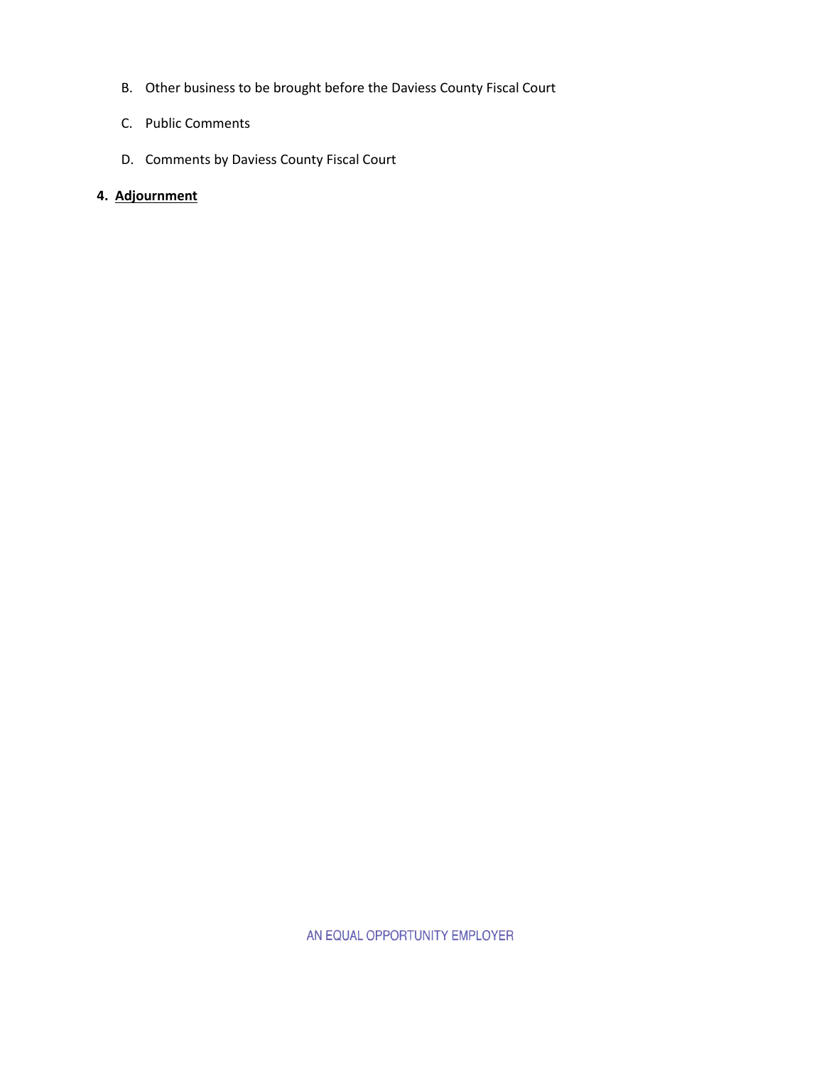B. Other business to be brought before the Daviess County Fiscal Court

C. Public Comments

D. Comments by Daviess County Fiscal Court

**4. <u>Adjournment</u>**

AN EQUAL OPPORTUNITY EMPLOYER